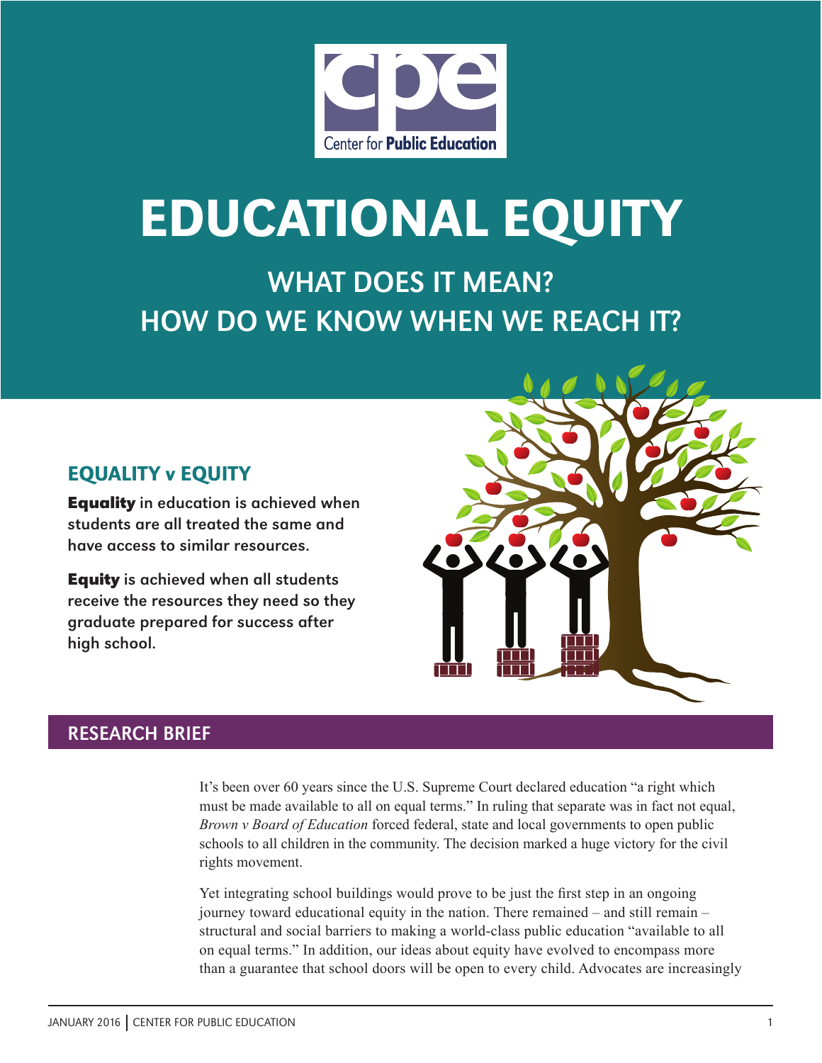# EDUCATIONAL EQUITY

## WHAT DOES IT MEAN? HOW DO WE KNOW WHEN WE REACH IT?

### EQUALITY v EQUITY

**Equality** in education is achieved when students are all treated the same and have access to similar resources.

**Equity** is achieved when all students receive the resources they need so they graduate prepared for success after high school.

## RESEARCH BRIEF

It's been over 60 years since the U.S. Supreme Court declared education "a right which must be made available to all on equal terms." In ruling that separate was in fact not equal, *Brown v Board of Education* forced federal, state and local governments to open public schools to all children in the community. The decision marked a huge victory for the civil rights movement.

Yet integrating school buildings would prove to be just the first step in an ongoing journey toward educational equity in the nation. There remained – and still remain – structural and social barriers to making a world-class public education "available to all on equal terms." In addition, our ideas about equity have evolved to encompass more than a guarantee that school doors will be open to every child. Advocates are increasingly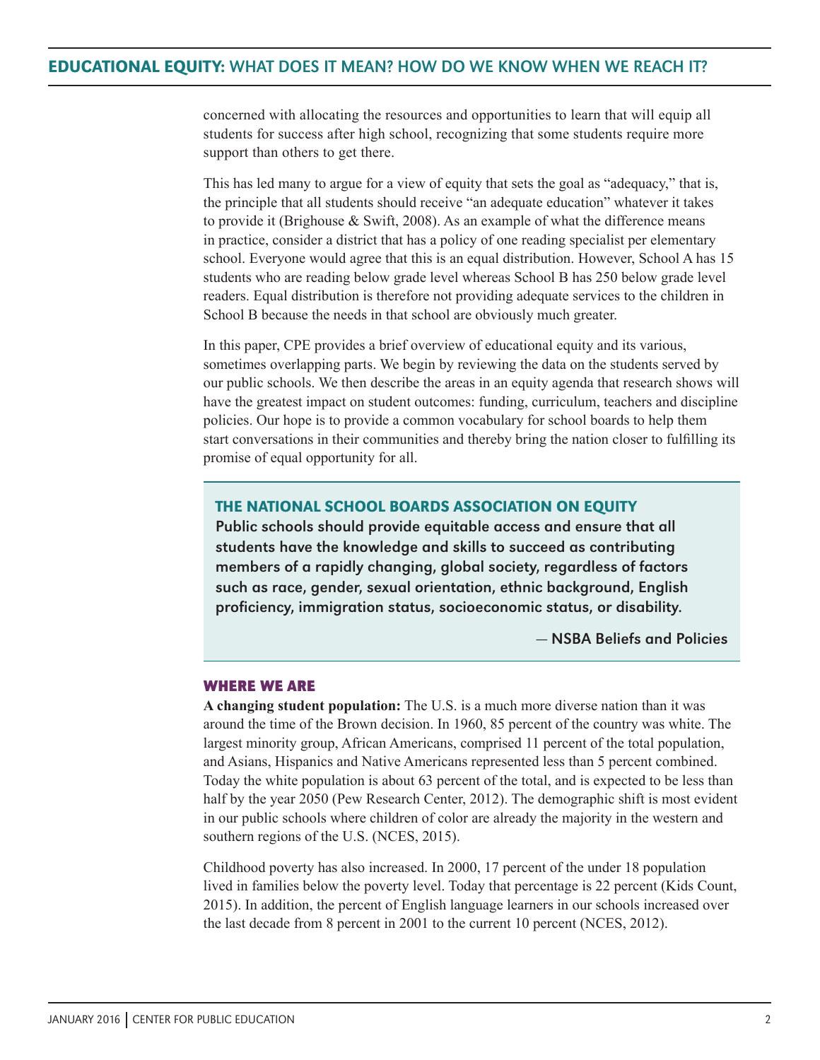concerned with allocating the resources and opportunities to learn that will equip all students for success after high school, recognizing that some students require more support than others to get there.

This has led many to argue for a view of equity that sets the goal as "adequacy," that is, the principle that all students should receive "an adequate education" whatever it takes to provide it (Brighouse & Swift, 2008). As an example of what the difference means in practice, consider a district that has a policy of one reading specialist per elementary school. Everyone would agree that this is an equal distribution. However, School A has 15 students who are reading below grade level whereas School B has 250 below grade level readers. Equal distribution is therefore not providing adequate services to the children in School B because the needs in that school are obviously much greater.

In this paper, CPE provides a brief overview of educational equity and its various, sometimes overlapping parts. We begin by reviewing the data on the students served by our public schools. We then describe the areas in an equity agenda that research shows will have the greatest impact on student outcomes: funding, curriculum, teachers and discipline policies. Our hope is to provide a common vocabulary for school boards to help them start conversations in their communities and thereby bring the nation closer to fulfilling its promise of equal opportunity for all.

> **THE NATIONAL SCHOOL BOARDS ASSOCIATION ON EQUITY**
>
> **Public schools should provide equitable access and ensure that all students have the knowledge and skills to succeed as contributing members of a rapidly changing, global society, regardless of factors such as race, gender, sexual orientation, ethnic background, English proficiency, immigration status, socioeconomic status, or disability.**
>
> — **NSBA Beliefs and Policies**

## WHERE WE ARE

**A changing student population:** The U.S. is a much more diverse nation than it was around the time of the Brown decision. In 1960, 85 percent of the country was white. The largest minority group, African Americans, comprised 11 percent of the total population, and Asians, Hispanics and Native Americans represented less than 5 percent combined. Today the white population is about 63 percent of the total, and is expected to be less than half by the year 2050 (Pew Research Center, 2012). The demographic shift is most evident in our public schools where children of color are already the majority in the western and southern regions of the U.S. (NCES, 2015).

Childhood poverty has also increased. In 2000, 17 percent of the under 18 population lived in families below the poverty level. Today that percentage is 22 percent (Kids Count, 2015). In addition, the percent of English language learners in our schools increased over the last decade from 8 percent in 2001 to the current 10 percent (NCES, 2012).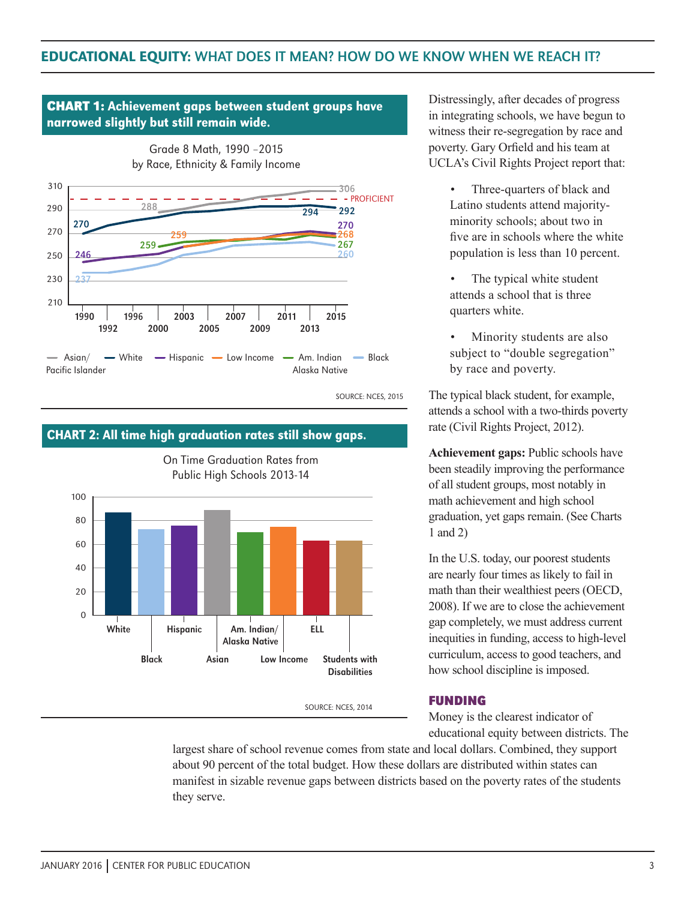## EDUCATIONAL EQUITY: WHAT DOES IT MEAN? HOW DO WE KNOW WHEN WE REACH IT?

**CHART 1: Achievement gaps between student groups have narrowed slightly but still remain wide.**

Grade 8 Math, 1990 –2015
by Race, Ethnicity & Family Income

SOURCE: NCES, 2015

**CHART 2: All time high graduation rates still show gaps.**

On Time Graduation Rates from Public High Schools 2013-14

SOURCE: NCES, 2014

Distressingly, after decades of progress in integrating schools, we have begun to witness their re-segregation by race and poverty. Gary Orfield and his team at UCLA's Civil Rights Project report that:

- Three-quarters of black and Latino students attend majority-minority schools; about two in five are in schools where the white population is less than 10 percent.
- The typical white student attends a school that is three quarters white.
- Minority students are also subject to "double segregation" by race and poverty.

The typical black student, for example, attends a school with a two-thirds poverty rate (Civil Rights Project, 2012).

**Achievement gaps:** Public schools have been steadily improving the performance of all student groups, most notably in math achievement and high school graduation, yet gaps remain. (See Charts 1 and 2)

In the U.S. today, our poorest students are nearly four times as likely to fail in math than their wealthiest peers (OECD, 2008). If we are to close the achievement gap completely, we must address current inequities in funding, access to high-level curriculum, access to good teachers, and how school discipline is imposed.

### FUNDING

Money is the clearest indicator of educational equity between districts. The largest share of school revenue comes from state and local dollars. Combined, they support about 90 percent of the total budget. How these dollars are distributed within states can manifest in sizable revenue gaps between districts based on the poverty rates of the students they serve.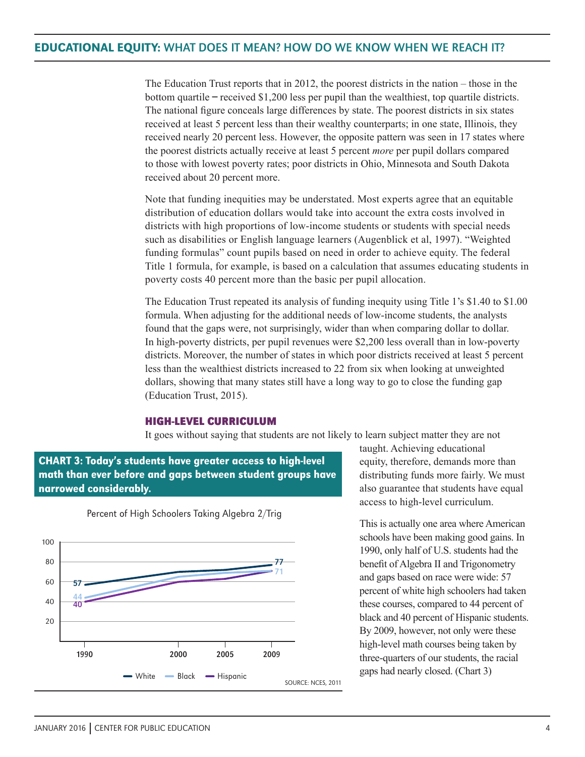The Education Trust reports that in 2012, the poorest districts in the nation – those in the bottom quartile – received $1,200 less per pupil than the wealthiest, top quartile districts. The national figure conceals large differences by state. The poorest districts in six states received at least 5 percent less than their wealthy counterparts; in one state, Illinois, they received nearly 20 percent less. However, the opposite pattern was seen in 17 states where the poorest districts actually receive at least 5 percent *more* per pupil dollars compared to those with lowest poverty rates; poor districts in Ohio, Minnesota and South Dakota received about 20 percent more.

Note that funding inequities may be understated. Most experts agree that an equitable distribution of education dollars would take into account the extra costs involved in districts with high proportions of low-income students or students with special needs such as disabilities or English language learners (Augenblick et al, 1997). "Weighted funding formulas" count pupils based on need in order to achieve equity. The federal Title 1 formula, for example, is based on a calculation that assumes educating students in poverty costs 40 percent more than the basic per pupil allocation.

The Education Trust repeated its analysis of funding inequity using Title 1's $1.40 to $1.00 formula. When adjusting for the additional needs of low-income students, the analysts found that the gaps were, not surprisingly, wider than when comparing dollar to dollar. In high-poverty districts, per pupil revenues were $2,200 less overall than in low-poverty districts. Moreover, the number of states in which poor districts received at least 5 percent less than the wealthiest districts increased to 22 from six when looking at unweighted dollars, showing that many states still have a long way to go to close the funding gap (Education Trust, 2015).

### HIGH-LEVEL CURRICULUM

It goes without saying that students are not likely to learn subject matter they are not taught. Achieving educational equity, therefore, demands more than distributing funds more fairly. We must also guarantee that students have equal access to high-level curriculum.

This is actually one area where American schools have been making good gains. In 1990, only half of U.S. students had the benefit of Algebra II and Trigonometry and gaps based on race were wide: 57 percent of white high schoolers had taken these courses, compared to 44 percent of black and 40 percent of Hispanic students. By 2009, however, not only were these high-level math courses being taken by three-quarters of our students, the racial gaps had nearly closed. (Chart 3)

**CHART 3: Today's students have greater access to high-level math than ever before and gaps between student groups have narrowed considerably.**

Percent of High Schoolers Taking Algebra 2/Trig

| Year | White | Black | Hispanic |
|---|---|---|---|
| 1990 | 57 | 44 | 40 |
| 2009 | 77 | 71 | 71 |

SOURCE: NCES, 2011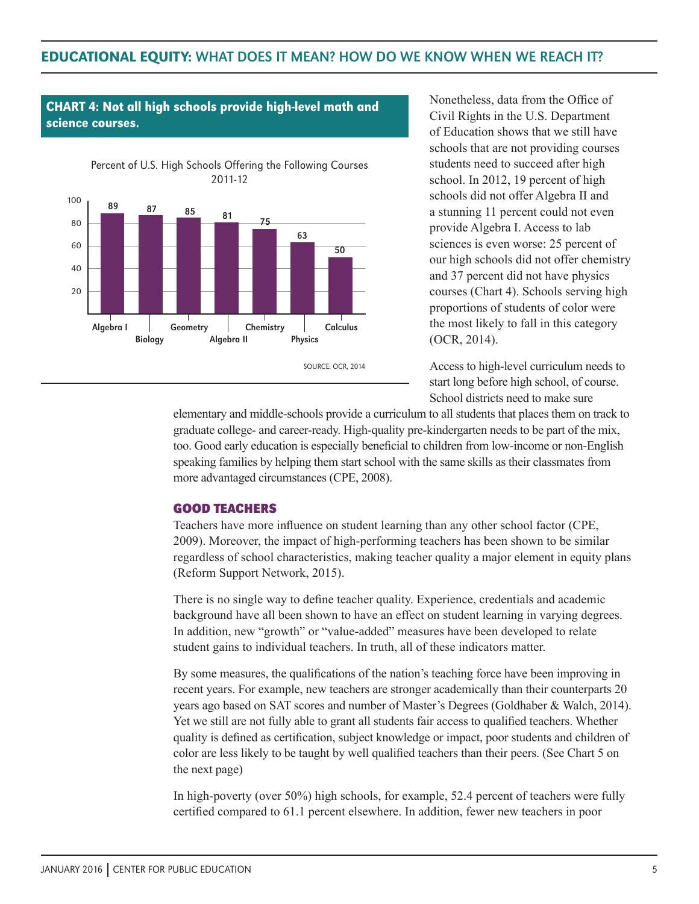**CHART 4: Not all high schools provide high-level math and science courses.**

Percent of U.S. High Schools Offering the Following Courses 2011-12

| Course | Percent |
| --- | --- |
| Algebra I | 89 |
| Biology | 87 |
| Geometry | 85 |
| Algebra II | 81 |
| Chemistry | 75 |
| Physics | 63 |
| Calculus | 50 |

SOURCE: OCR, 2014

Nonetheless, data from the Office of Civil Rights in the U.S. Department of Education shows that we still have schools that are not providing courses students need to succeed after high school. In 2012, 19 percent of high schools did not offer Algebra II and a stunning 11 percent could not even provide Algebra I. Access to lab sciences is even worse: 25 percent of our high schools did not offer chemistry and 37 percent did not have physics courses (Chart 4). Schools serving high proportions of students of color were the most likely to fall in this category (OCR, 2014).

Access to high-level curriculum needs to start long before high school, of course. School districts need to make sure elementary and middle-schools provide a curriculum to all students that places them on track to graduate college- and career-ready. High-quality pre-kindergarten needs to be part of the mix, too. Good early education is especially beneficial to children from low-income or non-English speaking families by helping them start school with the same skills as their classmates from more advantaged circumstances (CPE, 2008).

## GOOD TEACHERS

Teachers have more influence on student learning than any other school factor (CPE, 2009). Moreover, the impact of high-performing teachers has been shown to be similar regardless of school characteristics, making teacher quality a major element in equity plans (Reform Support Network, 2015).

There is no single way to define teacher quality. Experience, credentials and academic background have all been shown to have an effect on student learning in varying degrees. In addition, new "growth" or "value-added" measures have been developed to relate student gains to individual teachers. In truth, all of these indicators matter.

By some measures, the qualifications of the nation's teaching force have been improving in recent years. For example, new teachers are stronger academically than their counterparts 20 years ago based on SAT scores and number of Master's Degrees (Goldhaber & Walch, 2014). Yet we still are not fully able to grant all students fair access to qualified teachers. Whether quality is defined as certification, subject knowledge or impact, poor students and children of color are less likely to be taught by well qualified teachers than their peers. (See Chart 5 on the next page)

In high-poverty (over 50%) high schools, for example, 52.4 percent of teachers were fully certified compared to 61.1 percent elsewhere. In addition, fewer new teachers in poor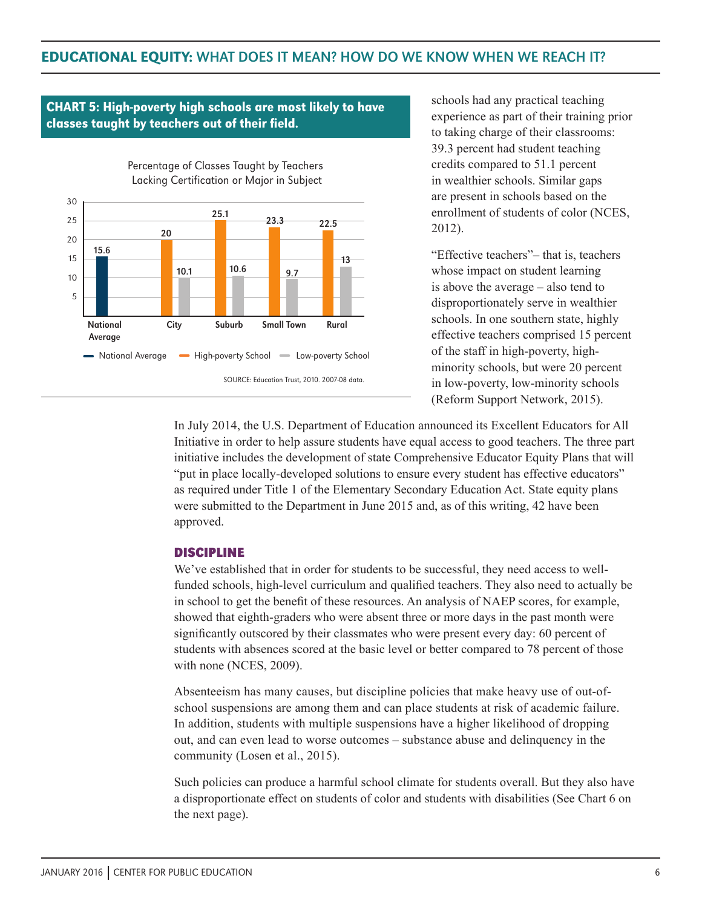**CHART 5: High-poverty high schools are most likely to have classes taught by teachers out of their field.**

Percentage of Classes Taught by Teachers Lacking Certification or Major in Subject

| | National Average | High-poverty School | Low-poverty School |
|---|---|---|---|
| National Average | 15.6 | | |
| City | | 20 | 10.1 |
| Suburb | | 25.1 | 10.6 |
| Small Town | | 23.3 | 9.7 |
| Rural | | 22.5 | 13 |

SOURCE: Education Trust, 2010. 2007-08 data.

schools had any practical teaching experience as part of their training prior to taking charge of their classrooms: 39.3 percent had student teaching credits compared to 51.1 percent in wealthier schools. Similar gaps are present in schools based on the enrollment of students of color (NCES, 2012).

"Effective teachers"– that is, teachers whose impact on student learning is above the average – also tend to disproportionately serve in wealthier schools. In one southern state, highly effective teachers comprised 15 percent of the staff in high-poverty, high-minority schools, but were 20 percent in low-poverty, low-minority schools (Reform Support Network, 2015).

In July 2014, the U.S. Department of Education announced its Excellent Educators for All Initiative in order to help assure students have equal access to good teachers. The three part initiative includes the development of state Comprehensive Educator Equity Plans that will "put in place locally-developed solutions to ensure every student has effective educators" as required under Title 1 of the Elementary Secondary Education Act. State equity plans were submitted to the Department in June 2015 and, as of this writing, 42 have been approved.

### DISCIPLINE

We've established that in order for students to be successful, they need access to well-funded schools, high-level curriculum and qualified teachers. They also need to actually be in school to get the benefit of these resources. An analysis of NAEP scores, for example, showed that eighth-graders who were absent three or more days in the past month were significantly outscored by their classmates who were present every day: 60 percent of students with absences scored at the basic level or better compared to 78 percent of those with none (NCES, 2009).

Absenteeism has many causes, but discipline policies that make heavy use of out-of-school suspensions are among them and can place students at risk of academic failure. In addition, students with multiple suspensions have a higher likelihood of dropping out, and can even lead to worse outcomes – substance abuse and delinquency in the community (Losen et al., 2015).

Such policies can produce a harmful school climate for students overall. But they also have a disproportionate effect on students of color and students with disabilities (See Chart 6 on the next page).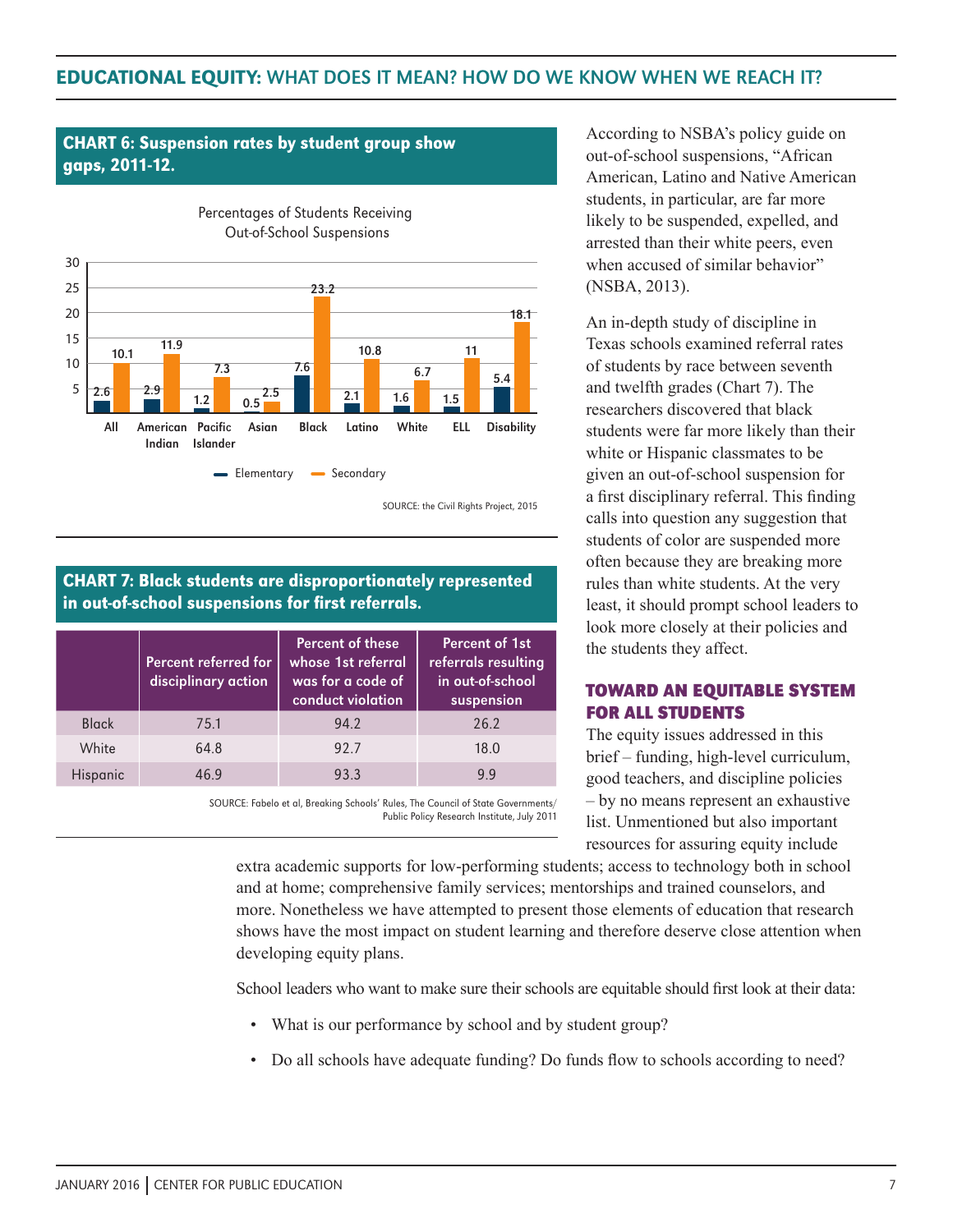**CHART 6: Suspension rates by student group show gaps, 2011-12.**

Percentages of Students Receiving Out-of-School Suspensions

| | All | American Indian | Pacific Islander | Asian | Black | Latino | White | ELL | Disability |
|---|---|---|---|---|---|---|---|---|---|
| Elementary | 2.6 | 2.9 | 1.2 | 0.5 | 7.6 | 2.1 | 1.6 | 1.5 | 5.4 |
| Secondary | 10.1 | 11.9 | 7.3 | 2.5 | 23.2 | 10.8 | 6.7 | 11 | 18.1 |

SOURCE: the Civil Rights Project, 2015

**CHART 7: Black students are disproportionately represented in out-of-school suspensions for first referrals.**

| | Percent referred for disciplinary action | Percent of these whose 1st referral was for a code of conduct violation | Percent of 1st referrals resulting in out-of-school suspension |
|---|---|---|---|
| Black | 75.1 | 94.2 | 26.2 |
| White | 64.8 | 92.7 | 18.0 |
| Hispanic | 46.9 | 93.3 | 9.9 |

SOURCE: Fabelo et al, Breaking Schools' Rules, The Council of State Governments/ Public Policy Research Institute, July 2011

According to NSBA's policy guide on out-of-school suspensions, "African American, Latino and Native American students, in particular, are far more likely to be suspended, expelled, and arrested than their white peers, even when accused of similar behavior" (NSBA, 2013).

An in-depth study of discipline in Texas schools examined referral rates of students by race between seventh and twelfth grades (Chart 7). The researchers discovered that black students were far more likely than their white or Hispanic classmates to be given an out-of-school suspension for a first disciplinary referral. This finding calls into question any suggestion that students of color are suspended more often because they are breaking more rules than white students. At the very least, it should prompt school leaders to look more closely at their policies and the students they affect.

## TOWARD AN EQUITABLE SYSTEM FOR ALL STUDENTS

The equity issues addressed in this brief – funding, high-level curriculum, good teachers, and discipline policies – by no means represent an exhaustive list. Unmentioned but also important resources for assuring equity include extra academic supports for low-performing students; access to technology both in school and at home; comprehensive family services; mentorships and trained counselors, and more. Nonetheless we have attempted to present those elements of education that research shows have the most impact on student learning and therefore deserve close attention when developing equity plans.

School leaders who want to make sure their schools are equitable should first look at their data:

- What is our performance by school and by student group?
- Do all schools have adequate funding? Do funds flow to schools according to need?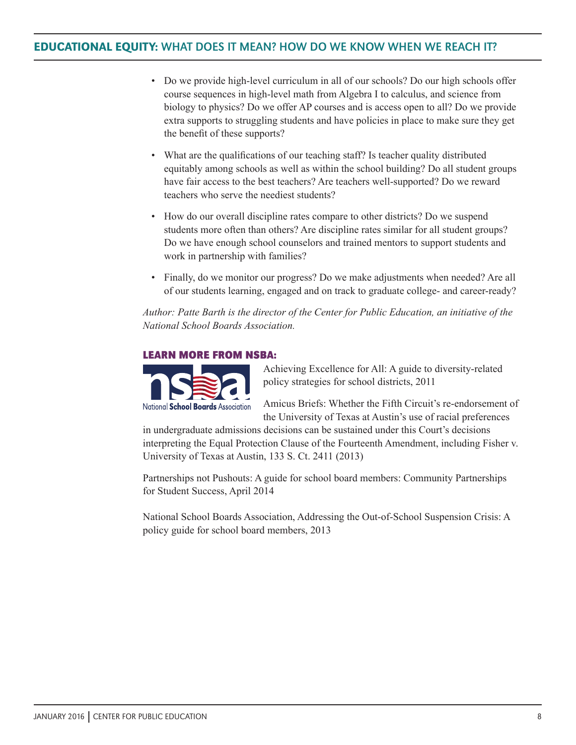- Do we provide high-level curriculum in all of our schools? Do our high schools offer course sequences in high-level math from Algebra I to calculus, and science from biology to physics? Do we offer AP courses and is access open to all? Do we provide extra supports to struggling students and have policies in place to make sure they get the benefit of these supports?
- What are the qualifications of our teaching staff? Is teacher quality distributed equitably among schools as well as within the school building? Do all student groups have fair access to the best teachers? Are teachers well-supported? Do we reward teachers who serve the neediest students?
- How do our overall discipline rates compare to other districts? Do we suspend students more often than others? Are discipline rates similar for all student groups? Do we have enough school counselors and trained mentors to support students and work in partnership with families?
- Finally, do we monitor our progress? Do we make adjustments when needed? Are all of our students learning, engaged and on track to graduate college- and career-ready?

*Author: Patte Barth is the director of the Center for Public Education, an initiative of the National School Boards Association.*

### LEARN MORE FROM NSBA:

Achieving Excellence for All: A guide to diversity-related policy strategies for school districts, 2011

Amicus Briefs: Whether the Fifth Circuit's re-endorsement of the University of Texas at Austin's use of racial preferences in undergraduate admissions decisions can be sustained under this Court's decisions interpreting the Equal Protection Clause of the Fourteenth Amendment, including Fisher v. University of Texas at Austin, 133 S. Ct. 2411 (2013)

Partnerships not Pushouts: A guide for school board members: Community Partnerships for Student Success, April 2014

National School Boards Association, Addressing the Out-of-School Suspension Crisis: A policy guide for school board members, 2013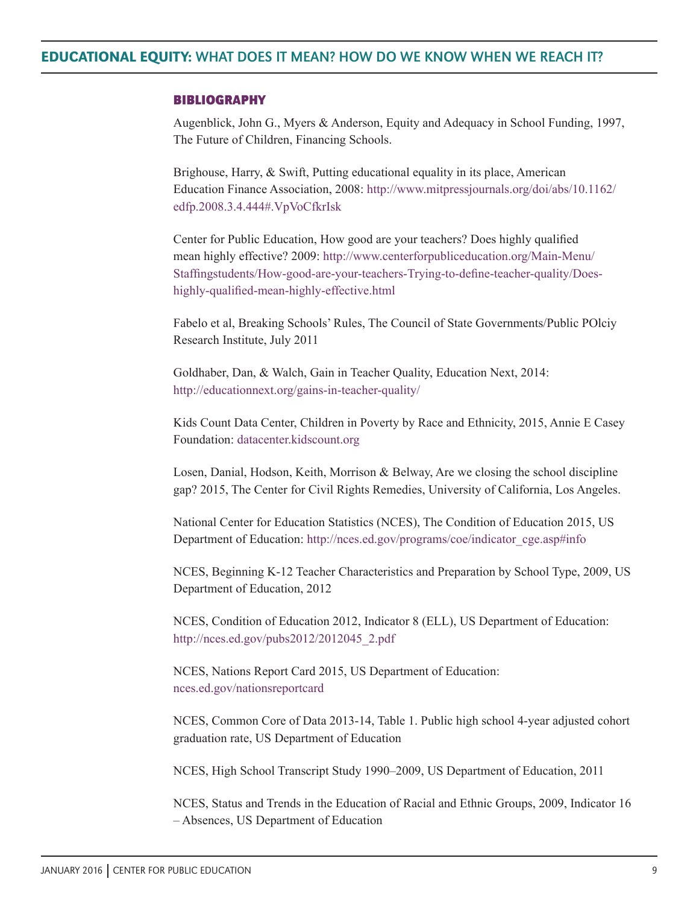## BIBLIOGRAPHY

Augenblick, John G., Myers & Anderson, Equity and Adequacy in School Funding, 1997, The Future of Children, Financing Schools.

Brighouse, Harry, & Swift, Putting educational equality in its place, American Education Finance Association, 2008: http://www.mitpressjournals.org/doi/abs/10.1162/edfp.2008.3.4.444#.VpVoCfkrIsk

Center for Public Education, How good are your teachers? Does highly qualified mean highly effective? 2009: http://www.centerforpubliceducation.org/Main-Menu/Staffingstudents/How-good-are-your-teachers-Trying-to-define-teacher-quality/Does-highly-qualified-mean-highly-effective.html

Fabelo et al, Breaking Schools' Rules, The Council of State Governments/Public POlciy Research Institute, July 2011

Goldhaber, Dan, & Walch, Gain in Teacher Quality, Education Next, 2014: http://educationnext.org/gains-in-teacher-quality/

Kids Count Data Center, Children in Poverty by Race and Ethnicity, 2015, Annie E Casey Foundation: datacenter.kidscount.org

Losen, Danial, Hodson, Keith, Morrison & Belway, Are we closing the school discipline gap? 2015, The Center for Civil Rights Remedies, University of California, Los Angeles.

National Center for Education Statistics (NCES), The Condition of Education 2015, US Department of Education: http://nces.ed.gov/programs/coe/indicator_cge.asp#info

NCES, Beginning K-12 Teacher Characteristics and Preparation by School Type, 2009, US Department of Education, 2012

NCES, Condition of Education 2012, Indicator 8 (ELL), US Department of Education: http://nces.ed.gov/pubs2012/2012045_2.pdf

NCES, Nations Report Card 2015, US Department of Education: nces.ed.gov/nationsreportcard

NCES, Common Core of Data 2013-14, Table 1. Public high school 4-year adjusted cohort graduation rate, US Department of Education

NCES, High School Transcript Study 1990–2009, US Department of Education, 2011

NCES, Status and Trends in the Education of Racial and Ethnic Groups, 2009, Indicator 16 – Absences, US Department of Education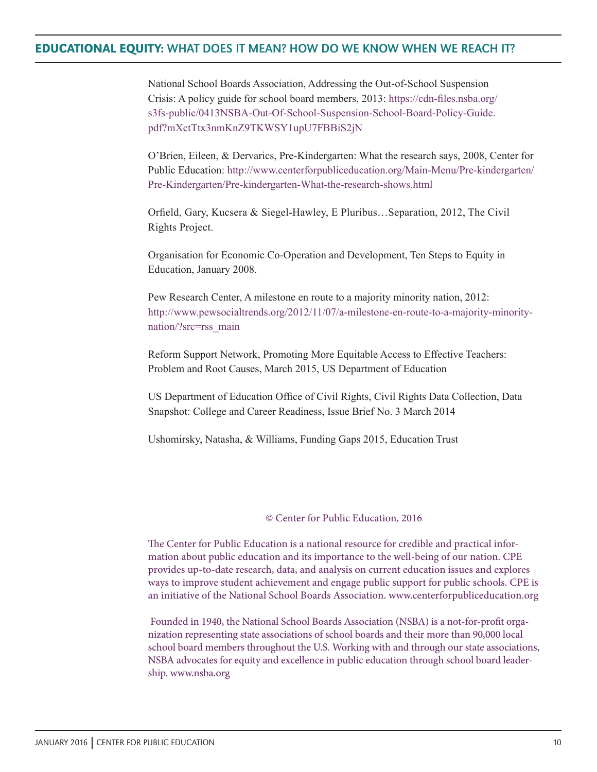National School Boards Association, Addressing the Out-of-School Suspension Crisis: A policy guide for school board members, 2013: https://cdn-files.nsba.org/s3fs-public/0413NSBA-Out-Of-School-Suspension-School-Board-Policy-Guide.pdf?mXctTtx3nmKnZ9TKWSY1upU7FBBiS2jN

O'Brien, Eileen, & Dervarics, Pre-Kindergarten: What the research says, 2008, Center for Public Education: http://www.centerforpubliceducation.org/Main-Menu/Pre-kindergarten/Pre-Kindergarten/Pre-kindergarten-What-the-research-shows.html

Orfield, Gary, Kucsera & Siegel-Hawley, E Pluribus…Separation, 2012, The Civil Rights Project.

Organisation for Economic Co-Operation and Development, Ten Steps to Equity in Education, January 2008.

Pew Research Center, A milestone en route to a majority minority nation, 2012: http://www.pewsocialtrends.org/2012/11/07/a-milestone-en-route-to-a-majority-minority-nation/?src=rss_main

Reform Support Network, Promoting More Equitable Access to Effective Teachers: Problem and Root Causes, March 2015, US Department of Education

US Department of Education Office of Civil Rights, Civil Rights Data Collection, Data Snapshot: College and Career Readiness, Issue Brief No. 3 March 2014

Ushomirsky, Natasha, & Williams, Funding Gaps 2015, Education Trust

© Center for Public Education, 2016

The Center for Public Education is a national resource for credible and practical information about public education and its importance to the well-being of our nation. CPE provides up-to-date research, data, and analysis on current education issues and explores ways to improve student achievement and engage public support for public schools. CPE is an initiative of the National School Boards Association. www.centerforpubliceducation.org

Founded in 1940, the National School Boards Association (NSBA) is a not-for-profit organization representing state associations of school boards and their more than 90,000 local school board members throughout the U.S. Working with and through our state associations, NSBA advocates for equity and excellence in public education through school board leadership. www.nsba.org